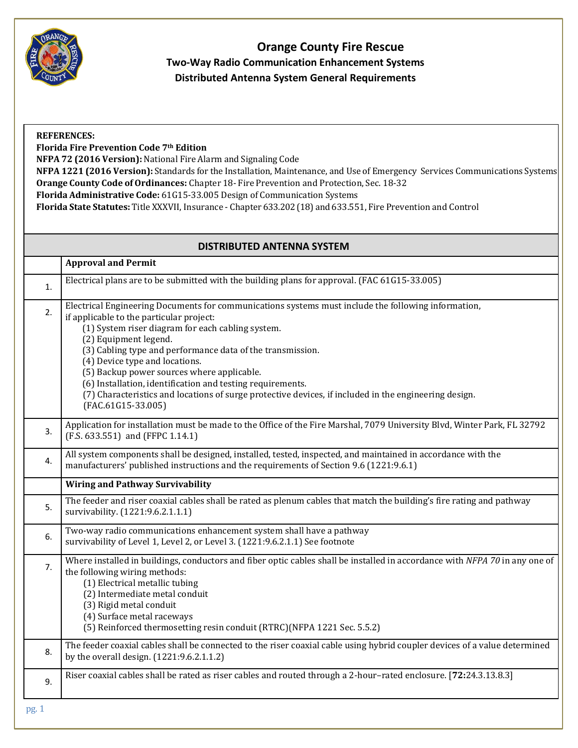# Orange County Fire Rescue

## Two-Way Radio Communication Enhancement Systems

## Distributed Antenna System General Requirements

**REFERENCES:**
**Florida Fire Prevention Code 7th Edition**
**NFPA 72 (2016 Version):** National Fire Alarm and Signaling Code
**NFPA 1221 (2016 Version):** Standards for the Installation, Maintenance, and Use of Emergency Services Communications Systems
**Orange County Code of Ordinances:** Chapter 18- Fire Prevention and Protection, Sec. 18-32
**Florida Administrative Code:** 61G15-33.005 Design of Communication Systems
**Florida State Statutes:** Title XXXVII, Insurance - Chapter 633.202 (18) and 633.551, Fire Prevention and Control

| DISTRIBUTED ANTENNA SYSTEM | |
|---|---|
| | **Approval and Permit** |
| 1. | Electrical plans are to be submitted with the building plans for approval. (FAC 61G15-33.005) |
| 2. | Electrical Engineering Documents for communications systems must include the following information, if applicable to the particular project:<br>(1) System riser diagram for each cabling system.<br>(2) Equipment legend.<br>(3) Cabling type and performance data of the transmission.<br>(4) Device type and locations.<br>(5) Backup power sources where applicable.<br>(6) Installation, identification and testing requirements.<br>(7) Characteristics and locations of surge protective devices, if included in the engineering design.<br>(FAC.61G15-33.005) |
| 3. | Application for installation must be made to the Office of the Fire Marshal, 7079 University Blvd, Winter Park, FL 32792 (F.S. 633.551) and (FFPC 1.14.1) |
| 4. | All system components shall be designed, installed, tested, inspected, and maintained in accordance with the manufacturers' published instructions and the requirements of Section 9.6 (1221:9.6.1) |
| | **Wiring and Pathway Survivability** |
| 5. | The feeder and riser coaxial cables shall be rated as plenum cables that match the building's fire rating and pathway survivability. (1221:9.6.2.1.1.1) |
| 6. | Two-way radio communications enhancement system shall have a pathway survivability of Level 1, Level 2, or Level 3. (1221:9.6.2.1.1) See footnote |
| 7. | Where installed in buildings, conductors and fiber optic cables shall be installed in accordance with *NFPA 70* in any one of the following wiring methods:<br>(1) Electrical metallic tubing<br>(2) Intermediate metal conduit<br>(3) Rigid metal conduit<br>(4) Surface metal raceways<br>(5) Reinforced thermosetting resin conduit (RTRC)(NFPA 1221 Sec. 5.5.2) |
| 8. | The feeder coaxial cables shall be connected to the riser coaxial cable using hybrid coupler devices of a value determined by the overall design. (1221:9.6.2.1.1.2) |
| 9. | Riser coaxial cables shall be rated as riser cables and routed through a 2-hour–rated enclosure. [**72:**24.3.13.8.3] |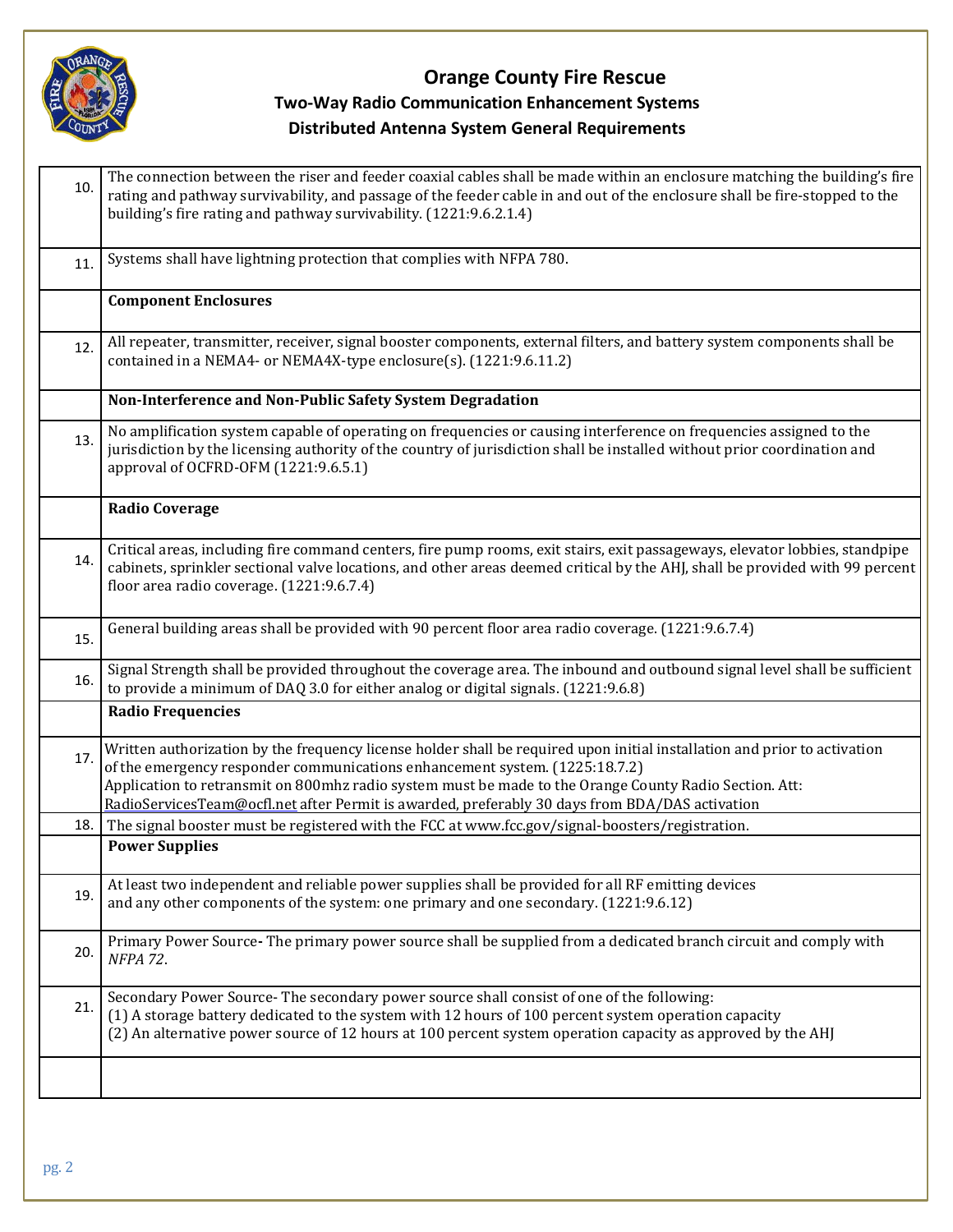# Orange County Fire Rescue

## Two-Way Radio Communication Enhancement Systems

## Distributed Antenna System General Requirements

| | |
|---|---|
| 10. | The connection between the riser and feeder coaxial cables shall be made within an enclosure matching the building's fire rating and pathway survivability, and passage of the feeder cable in and out of the enclosure shall be fire-stopped to the building's fire rating and pathway survivability. (1221:9.6.2.1.4) |
| 11. | Systems shall have lightning protection that complies with NFPA 780. |
| | **Component Enclosures** |
| 12. | All repeater, transmitter, receiver, signal booster components, external filters, and battery system components shall be contained in a NEMA4- or NEMA4X-type enclosure(s). (1221:9.6.11.2) |
| | **Non-Interference and Non-Public Safety System Degradation** |
| 13. | No amplification system capable of operating on frequencies or causing interference on frequencies assigned to the jurisdiction by the licensing authority of the country of jurisdiction shall be installed without prior coordination and approval of OCFRD-OFM (1221:9.6.5.1) |
| | **Radio Coverage** |
| 14. | Critical areas, including fire command centers, fire pump rooms, exit stairs, exit passageways, elevator lobbies, standpipe cabinets, sprinkler sectional valve locations, and other areas deemed critical by the AHJ, shall be provided with 99 percent floor area radio coverage. (1221:9.6.7.4) |
| 15. | General building areas shall be provided with 90 percent floor area radio coverage. (1221:9.6.7.4) |
| 16. | Signal Strength shall be provided throughout the coverage area. The inbound and outbound signal level shall be sufficient to provide a minimum of DAQ 3.0 for either analog or digital signals. (1221:9.6.8) |
| | **Radio Frequencies** |
| 17. | Written authorization by the frequency license holder shall be required upon initial installation and prior to activation of the emergency responder communications enhancement system. (1225:18.7.2)<br>Application to retransmit on 800mhz radio system must be made to the Orange County Radio Section. Att: RadioServicesTeam@ocfl.net after Permit is awarded, preferably 30 days from BDA/DAS activation |
| 18. | The signal booster must be registered with the FCC at www.fcc.gov/signal-boosters/registration. |
| | **Power Supplies** |
| 19. | At least two independent and reliable power supplies shall be provided for all RF emitting devices and any other components of the system: one primary and one secondary. (1221:9.6.12) |
| 20. | Primary Power Source- The primary power source shall be supplied from a dedicated branch circuit and comply with *NFPA 72*. |
| 21. | Secondary Power Source- The secondary power source shall consist of one of the following:<br>(1) A storage battery dedicated to the system with 12 hours of 100 percent system operation capacity<br>(2) An alternative power source of 12 hours at 100 percent system operation capacity as approved by the AHJ |
| | |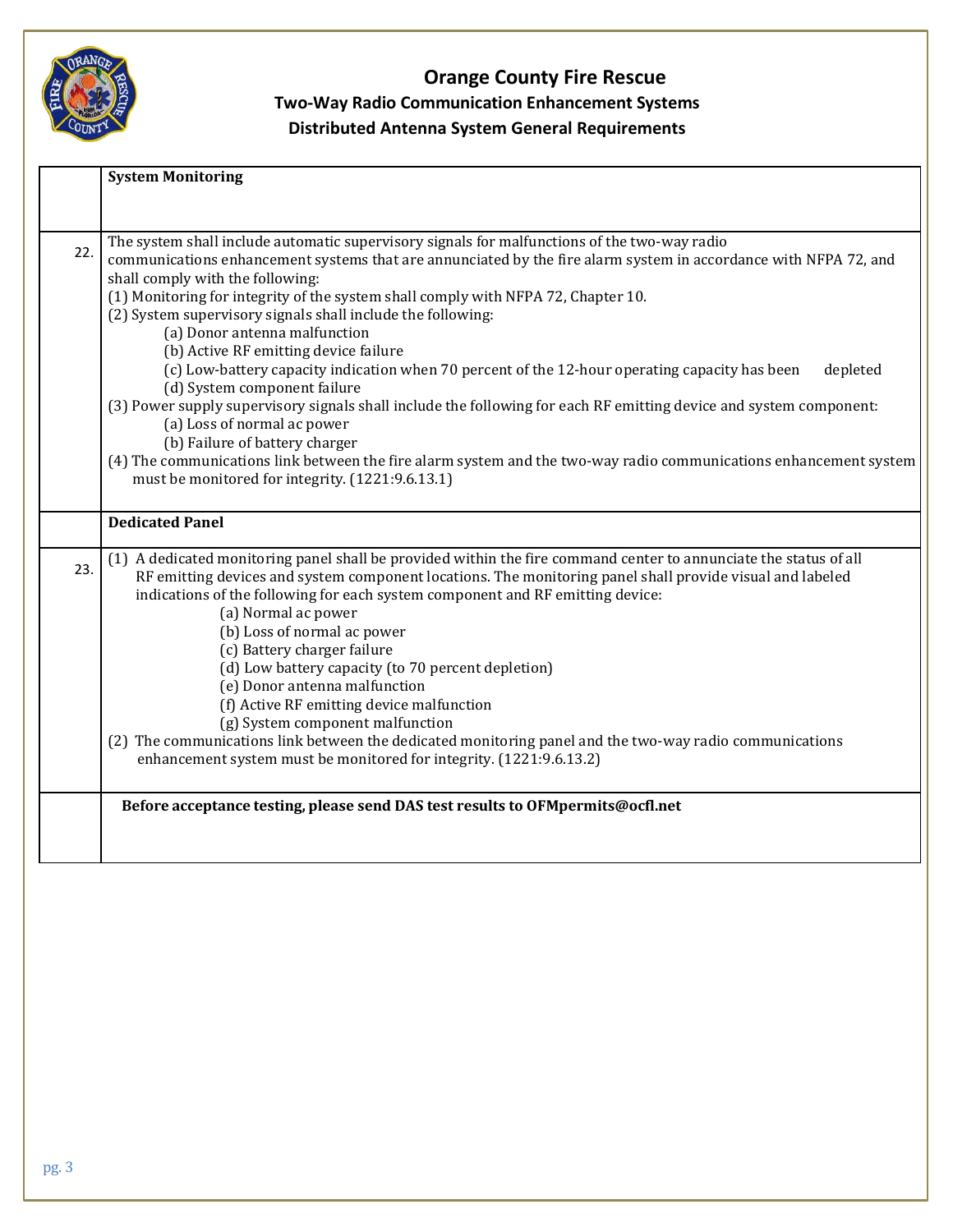# Orange County Fire Rescue

## Two-Way Radio Communication Enhancement Systems

## Distributed Antenna System General Requirements

| | **System Monitoring** |
|---|---|
| 22. | The system shall include automatic supervisory signals for malfunctions of the two-way radio communications enhancement systems that are annunciated by the fire alarm system in accordance with NFPA 72, and shall comply with the following:<br>(1) Monitoring for integrity of the system shall comply with NFPA 72, Chapter 10.<br>(2) System supervisory signals shall include the following:<br>(a) Donor antenna malfunction<br>(b) Active RF emitting device failure<br>(c) Low-battery capacity indication when 70 percent of the 12-hour operating capacity has been depleted<br>(d) System component failure<br>(3) Power supply supervisory signals shall include the following for each RF emitting device and system component:<br>(a) Loss of normal ac power<br>(b) Failure of battery charger<br>(4) The communications link between the fire alarm system and the two-way radio communications enhancement system must be monitored for integrity. (1221:9.6.13.1) |
| | **Dedicated Panel** |
| 23. | (1) A dedicated monitoring panel shall be provided within the fire command center to annunciate the status of all RF emitting devices and system component locations. The monitoring panel shall provide visual and labeled indications of the following for each system component and RF emitting device:<br>(a) Normal ac power<br>(b) Loss of normal ac power<br>(c) Battery charger failure<br>(d) Low battery capacity (to 70 percent depletion)<br>(e) Donor antenna malfunction<br>(f) Active RF emitting device malfunction<br>(g) System component malfunction<br>(2) The communications link between the dedicated monitoring panel and the two-way radio communications enhancement system must be monitored for integrity. (1221:9.6.13.2) |
| | **Before acceptance testing, please send DAS test results to OFMpermits@ocfl.net** |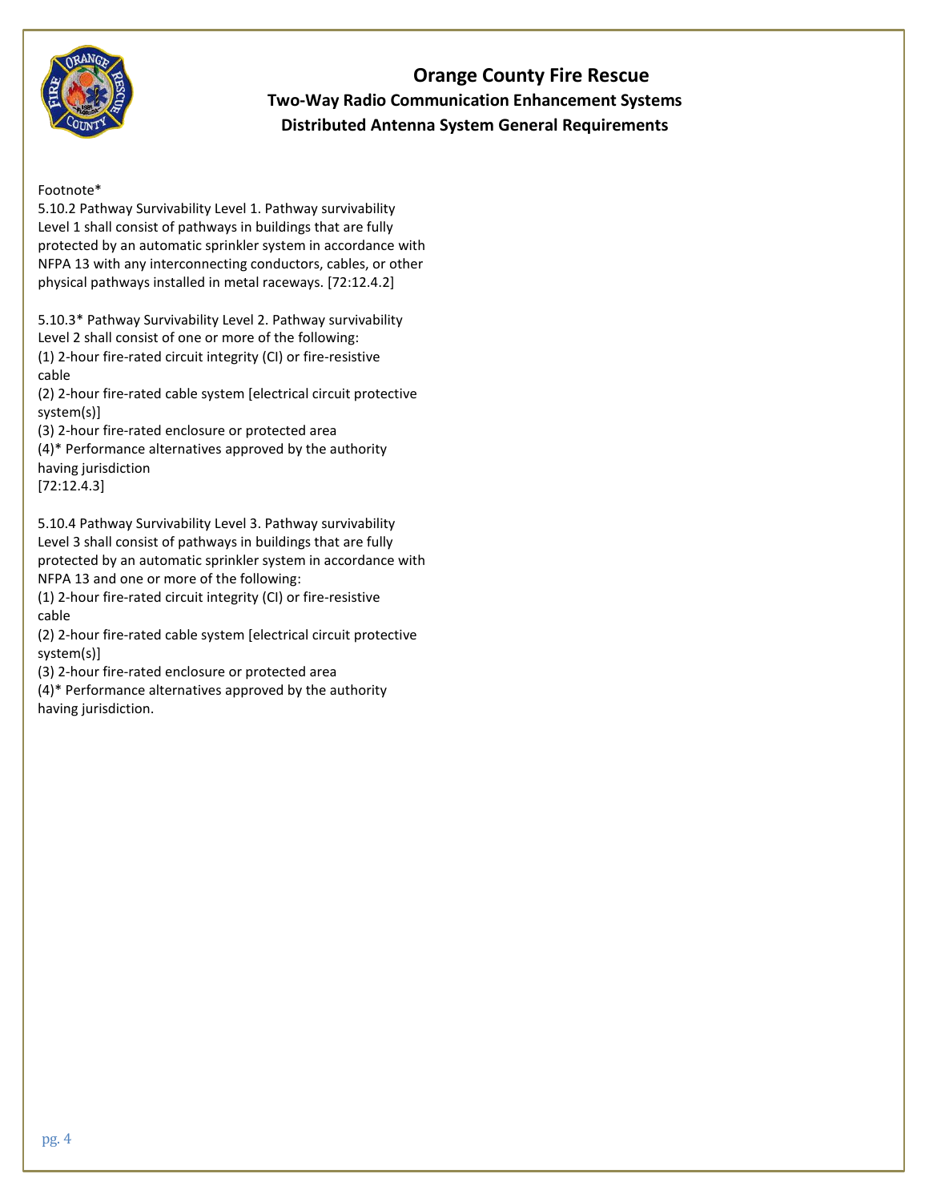Footnote*

5.10.2 Pathway Survivability Level 1. Pathway survivability Level 1 shall consist of pathways in buildings that are fully protected by an automatic sprinkler system in accordance with NFPA 13 with any interconnecting conductors, cables, or other physical pathways installed in metal raceways. [72:12.4.2]

5.10.3* Pathway Survivability Level 2. Pathway survivability Level 2 shall consist of one or more of the following:
(1) 2-hour fire-rated circuit integrity (CI) or fire-resistive cable
(2) 2-hour fire-rated cable system [electrical circuit protective system(s)]
(3) 2-hour fire-rated enclosure or protected area
(4)* Performance alternatives approved by the authority having jurisdiction
[72:12.4.3]

5.10.4 Pathway Survivability Level 3. Pathway survivability Level 3 shall consist of pathways in buildings that are fully protected by an automatic sprinkler system in accordance with NFPA 13 and one or more of the following:
(1) 2-hour fire-rated circuit integrity (CI) or fire-resistive cable
(2) 2-hour fire-rated cable system [electrical circuit protective system(s)]
(3) 2-hour fire-rated enclosure or protected area
(4)* Performance alternatives approved by the authority having jurisdiction.